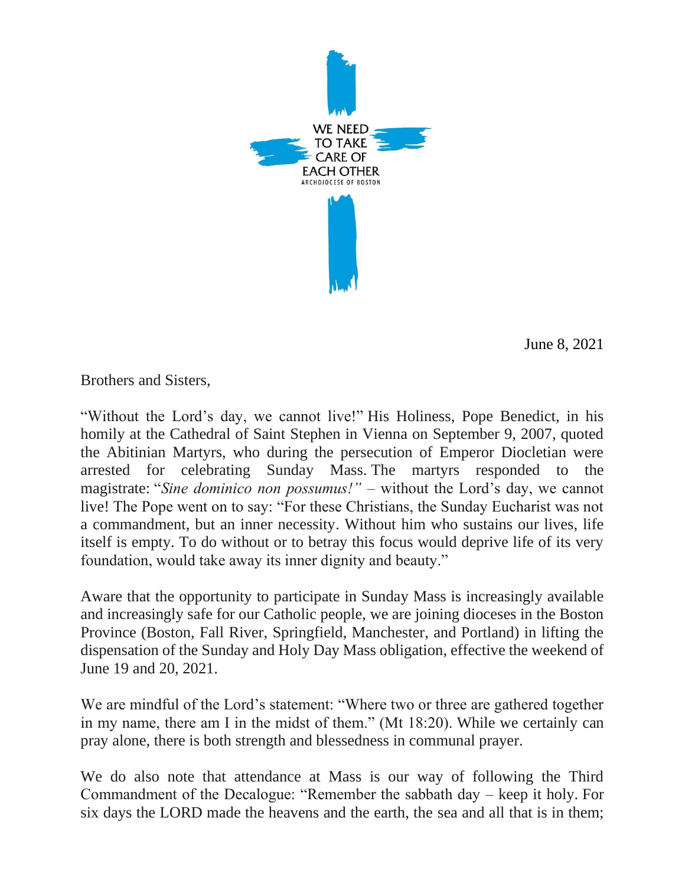WE NEED TO TAKE CARE OF EACH OTHER

ARCHDIOCESE OF BOSTON

June 8, 2021

Brothers and Sisters,

"Without the Lord's day, we cannot live!" His Holiness, Pope Benedict, in his homily at the Cathedral of Saint Stephen in Vienna on September 9, 2007, quoted the Abitinian Martyrs, who during the persecution of Emperor Diocletian were arrested for celebrating Sunday Mass. The martyrs responded to the magistrate: "*Sine dominico non possumus!"* – without the Lord's day, we cannot live! The Pope went on to say: "For these Christians, the Sunday Eucharist was not a commandment, but an inner necessity. Without him who sustains our lives, life itself is empty. To do without or to betray this focus would deprive life of its very foundation, would take away its inner dignity and beauty."

Aware that the opportunity to participate in Sunday Mass is increasingly available and increasingly safe for our Catholic people, we are joining dioceses in the Boston Province (Boston, Fall River, Springfield, Manchester, and Portland) in lifting the dispensation of the Sunday and Holy Day Mass obligation, effective the weekend of June 19 and 20, 2021.

We are mindful of the Lord's statement: "Where two or three are gathered together in my name, there am I in the midst of them." (Mt 18:20). While we certainly can pray alone, there is both strength and blessedness in communal prayer.

We do also note that attendance at Mass is our way of following the Third Commandment of the Decalogue: "Remember the sabbath day – keep it holy. For six days the LORD made the heavens and the earth, the sea and all that is in them;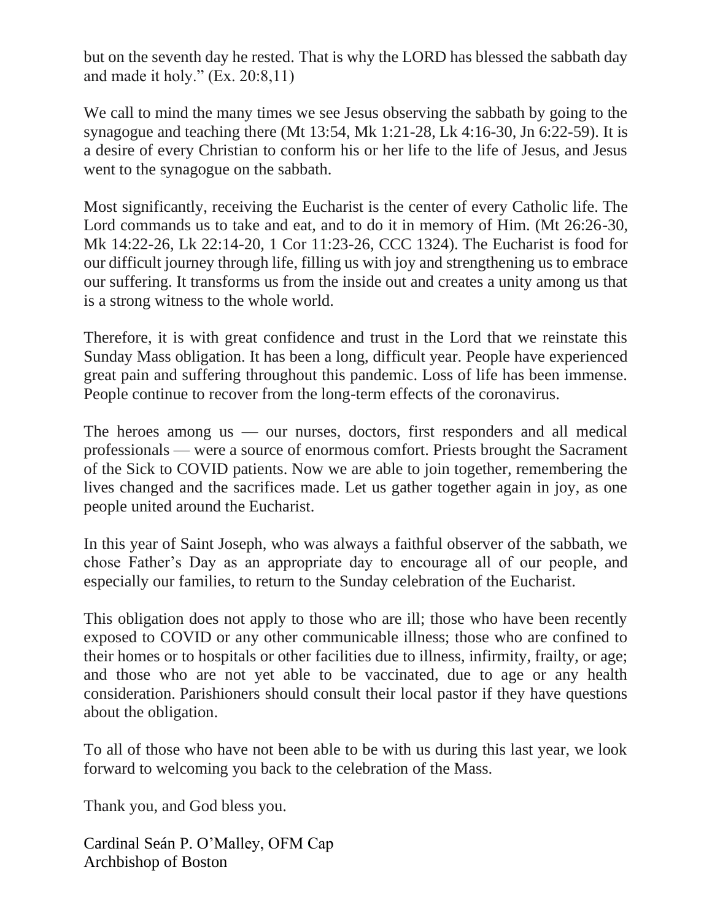but on the seventh day he rested. That is why the LORD has blessed the sabbath day and made it holy." (Ex. 20:8,11)

We call to mind the many times we see Jesus observing the sabbath by going to the synagogue and teaching there (Mt 13:54, Mk 1:21-28, Lk 4:16-30, Jn 6:22-59). It is a desire of every Christian to conform his or her life to the life of Jesus, and Jesus went to the synagogue on the sabbath.

Most significantly, receiving the Eucharist is the center of every Catholic life. The Lord commands us to take and eat, and to do it in memory of Him. (Mt 26:26-30, Mk 14:22-26, Lk 22:14-20, 1 Cor 11:23-26, CCC 1324). The Eucharist is food for our difficult journey through life, filling us with joy and strengthening us to embrace our suffering. It transforms us from the inside out and creates a unity among us that is a strong witness to the whole world.

Therefore, it is with great confidence and trust in the Lord that we reinstate this Sunday Mass obligation. It has been a long, difficult year. People have experienced great pain and suffering throughout this pandemic. Loss of life has been immense. People continue to recover from the long-term effects of the coronavirus.

The heroes among us — our nurses, doctors, first responders and all medical professionals — were a source of enormous comfort. Priests brought the Sacrament of the Sick to COVID patients. Now we are able to join together, remembering the lives changed and the sacrifices made. Let us gather together again in joy, as one people united around the Eucharist.

In this year of Saint Joseph, who was always a faithful observer of the sabbath, we chose Father's Day as an appropriate day to encourage all of our people, and especially our families, to return to the Sunday celebration of the Eucharist.

This obligation does not apply to those who are ill; those who have been recently exposed to COVID or any other communicable illness; those who are confined to their homes or to hospitals or other facilities due to illness, infirmity, frailty, or age; and those who are not yet able to be vaccinated, due to age or any health consideration. Parishioners should consult their local pastor if they have questions about the obligation.

To all of those who have not been able to be with us during this last year, we look forward to welcoming you back to the celebration of the Mass.

Thank you, and God bless you.

Cardinal Seán P. O'Malley, OFM Cap
Archbishop of Boston